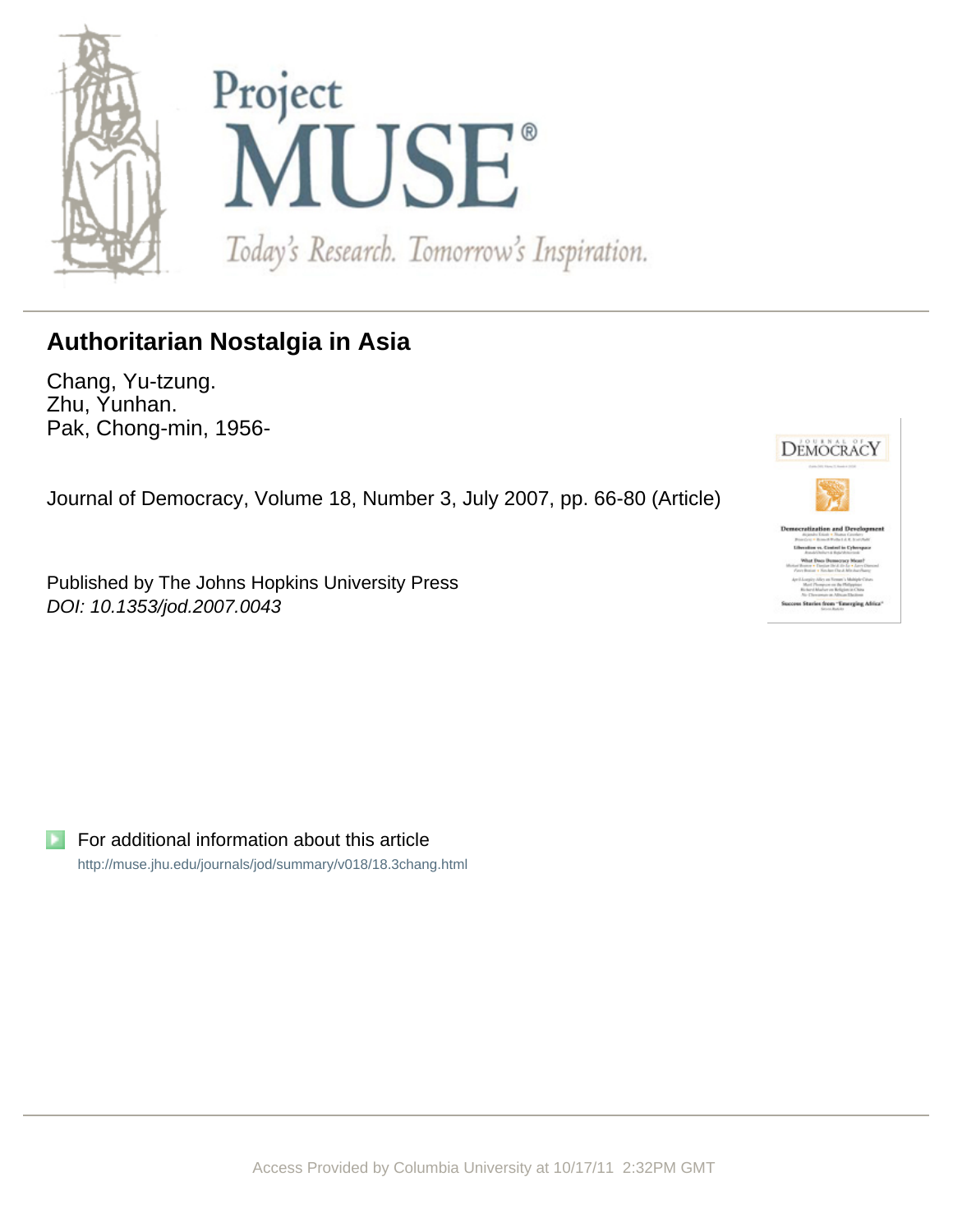# Authoritarian Nostalgia in Asia

Chang, Yu-tzung.
Zhu, Yunhan.
Pak, Chong-min, 1956-

Journal of Democracy, Volume 18, Number 3, July 2007, pp. 66-80 (Article)

Published by The Johns Hopkins University Press
*DOI: 10.1353/jod.2007.0043*

For additional information about this article
http://muse.jhu.edu/journals/jod/summary/v018/18.3chang.html

Access Provided by Columbia University at 10/17/11 2:32PM GMT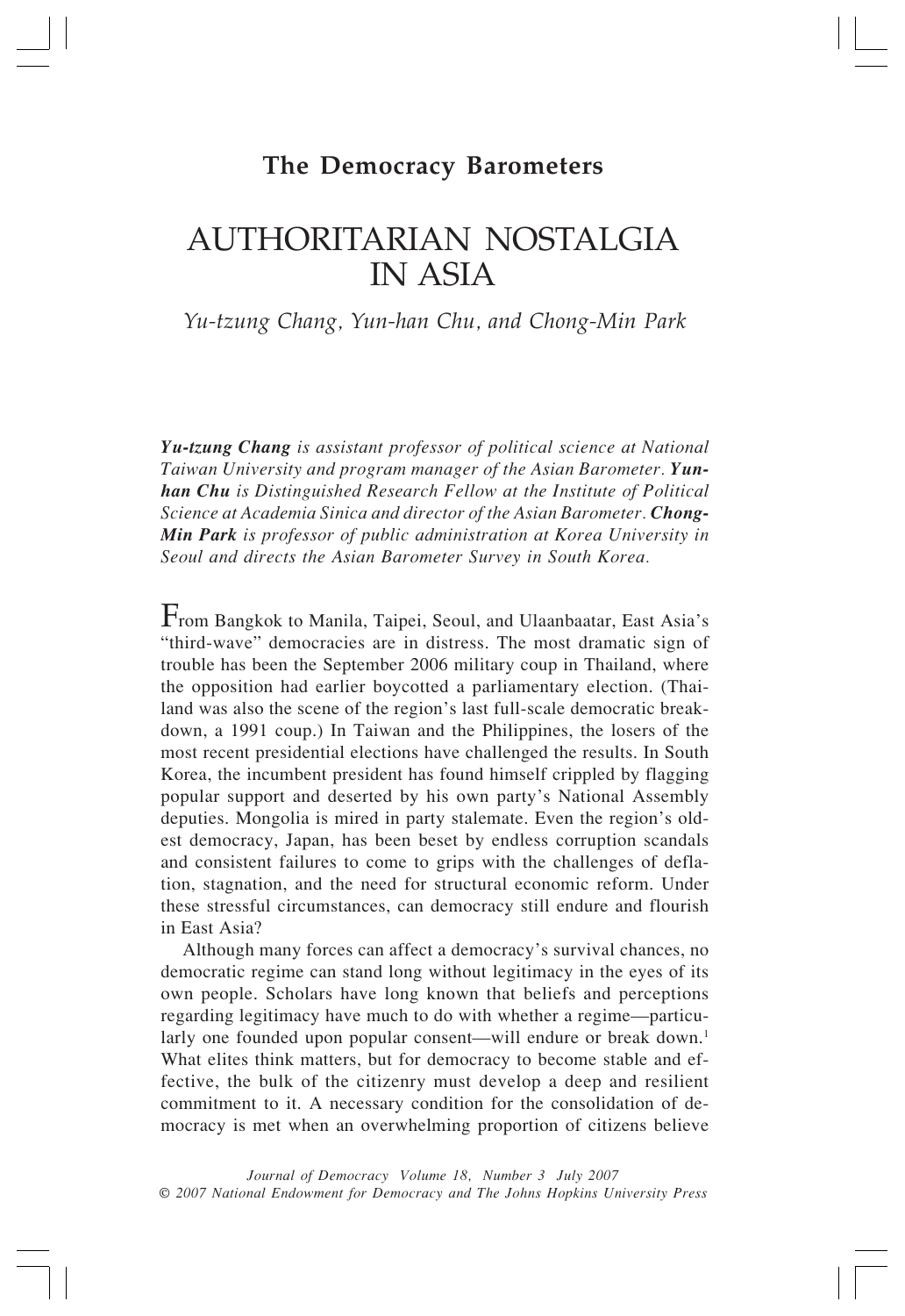## The Democracy Barometers

# AUTHORITARIAN NOSTALGIA IN ASIA

*Yu-tzung Chang, Yun-han Chu, and Chong-Min Park*

***Yu-tzung Chang** is assistant professor of political science at National Taiwan University and program manager of the Asian Barometer. **Yun-han Chu** is Distinguished Research Fellow at the Institute of Political Science at Academia Sinica and director of the Asian Barometer. **Chong-Min Park** is professor of public administration at Korea University in Seoul and directs the Asian Barometer Survey in South Korea.*

From Bangkok to Manila, Taipei, Seoul, and Ulaanbaatar, East Asia's "third-wave" democracies are in distress. The most dramatic sign of trouble has been the September 2006 military coup in Thailand, where the opposition had earlier boycotted a parliamentary election. (Thailand was also the scene of the region's last full-scale democratic breakdown, a 1991 coup.) In Taiwan and the Philippines, the losers of the most recent presidential elections have challenged the results. In South Korea, the incumbent president has found himself crippled by flagging popular support and deserted by his own party's National Assembly deputies. Mongolia is mired in party stalemate. Even the region's oldest democracy, Japan, has been beset by endless corruption scandals and consistent failures to come to grips with the challenges of deflation, stagnation, and the need for structural economic reform. Under these stressful circumstances, can democracy still endure and flourish in East Asia?

Although many forces can affect a democracy's survival chances, no democratic regime can stand long without legitimacy in the eyes of its own people. Scholars have long known that beliefs and perceptions regarding legitimacy have much to do with whether a regime—particularly one founded upon popular consent—will endure or break down.[1] What elites think matters, but for democracy to become stable and effective, the bulk of the citizenry must develop a deep and resilient commitment to it. A necessary condition for the consolidation of democracy is met when an overwhelming proportion of citizens believe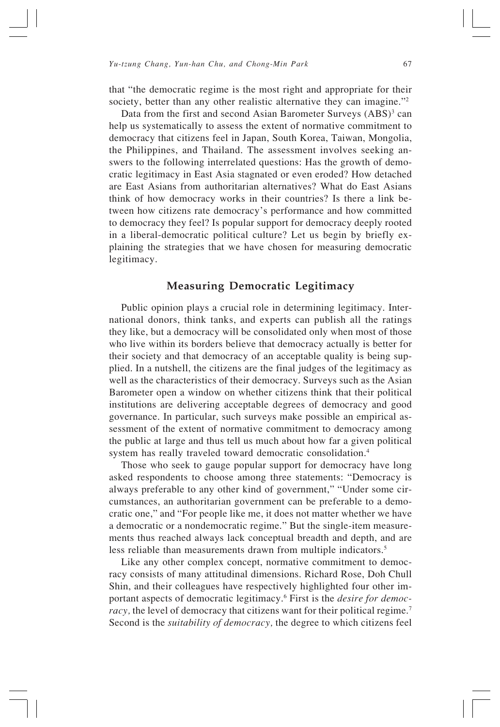that "the democratic regime is the most right and appropriate for their society, better than any other realistic alternative they can imagine."[2]

Data from the first and second Asian Barometer Surveys (ABS)[3] can help us systematically to assess the extent of normative commitment to democracy that citizens feel in Japan, South Korea, Taiwan, Mongolia, the Philippines, and Thailand. The assessment involves seeking answers to the following interrelated questions: Has the growth of democratic legitimacy in East Asia stagnated or even eroded? How detached are East Asians from authoritarian alternatives? What do East Asians think of how democracy works in their countries? Is there a link between how citizens rate democracy's performance and how committed to democracy they feel? Is popular support for democracy deeply rooted in a liberal-democratic political culture? Let us begin by briefly explaining the strategies that we have chosen for measuring democratic legitimacy.

## Measuring Democratic Legitimacy

Public opinion plays a crucial role in determining legitimacy. International donors, think tanks, and experts can publish all the ratings they like, but a democracy will be consolidated only when most of those who live within its borders believe that democracy actually is better for their society and that democracy of an acceptable quality is being supplied. In a nutshell, the citizens are the final judges of the legitimacy as well as the characteristics of their democracy. Surveys such as the Asian Barometer open a window on whether citizens think that their political institutions are delivering acceptable degrees of democracy and good governance. In particular, such surveys make possible an empirical assessment of the extent of normative commitment to democracy among the public at large and thus tell us much about how far a given political system has really traveled toward democratic consolidation.[4]

Those who seek to gauge popular support for democracy have long asked respondents to choose among three statements: "Democracy is always preferable to any other kind of government," "Under some circumstances, an authoritarian government can be preferable to a democratic one," and "For people like me, it does not matter whether we have a democratic or a nondemocratic regime." But the single-item measurements thus reached always lack conceptual breadth and depth, and are less reliable than measurements drawn from multiple indicators.[5]

Like any other complex concept, normative commitment to democracy consists of many attitudinal dimensions. Richard Rose, Doh Chull Shin, and their colleagues have respectively highlighted four other important aspects of democratic legitimacy.[6] First is the *desire for democracy,* the level of democracy that citizens want for their political regime.[7] Second is the *suitability of democracy,* the degree to which citizens feel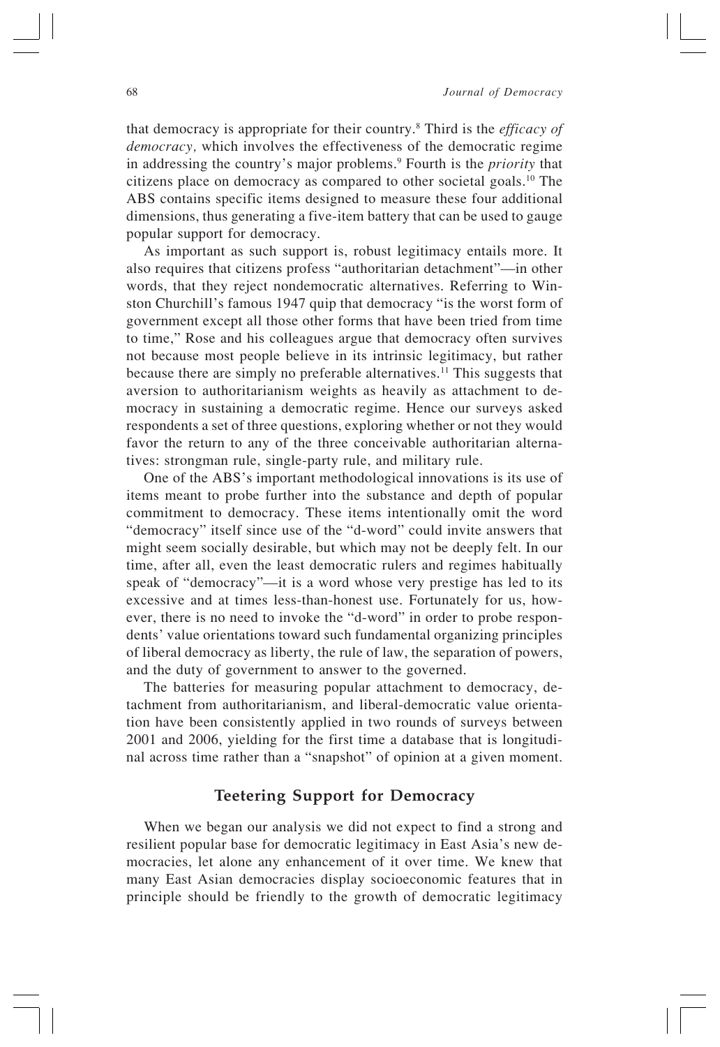that democracy is appropriate for their country.[8] Third is the *efficacy of democracy,* which involves the effectiveness of the democratic regime in addressing the country's major problems.[9] Fourth is the *priority* that citizens place on democracy as compared to other societal goals.[10] The ABS contains specific items designed to measure these four additional dimensions, thus generating a five-item battery that can be used to gauge popular support for democracy.

As important as such support is, robust legitimacy entails more. It also requires that citizens profess "authoritarian detachment"—in other words, that they reject nondemocratic alternatives. Referring to Winston Churchill's famous 1947 quip that democracy "is the worst form of government except all those other forms that have been tried from time to time," Rose and his colleagues argue that democracy often survives not because most people believe in its intrinsic legitimacy, but rather because there are simply no preferable alternatives.[11] This suggests that aversion to authoritarianism weights as heavily as attachment to democracy in sustaining a democratic regime. Hence our surveys asked respondents a set of three questions, exploring whether or not they would favor the return to any of the three conceivable authoritarian alternatives: strongman rule, single-party rule, and military rule.

One of the ABS's important methodological innovations is its use of items meant to probe further into the substance and depth of popular commitment to democracy. These items intentionally omit the word "democracy" itself since use of the "d-word" could invite answers that might seem socially desirable, but which may not be deeply felt. In our time, after all, even the least democratic rulers and regimes habitually speak of "democracy"—it is a word whose very prestige has led to its excessive and at times less-than-honest use. Fortunately for us, however, there is no need to invoke the "d-word" in order to probe respondents' value orientations toward such fundamental organizing principles of liberal democracy as liberty, the rule of law, the separation of powers, and the duty of government to answer to the governed.

The batteries for measuring popular attachment to democracy, detachment from authoritarianism, and liberal-democratic value orientation have been consistently applied in two rounds of surveys between 2001 and 2006, yielding for the first time a database that is longitudinal across time rather than a "snapshot" of opinion at a given moment.

## Teetering Support for Democracy

When we began our analysis we did not expect to find a strong and resilient popular base for democratic legitimacy in East Asia's new democracies, let alone any enhancement of it over time. We knew that many East Asian democracies display socioeconomic features that in principle should be friendly to the growth of democratic legitimacy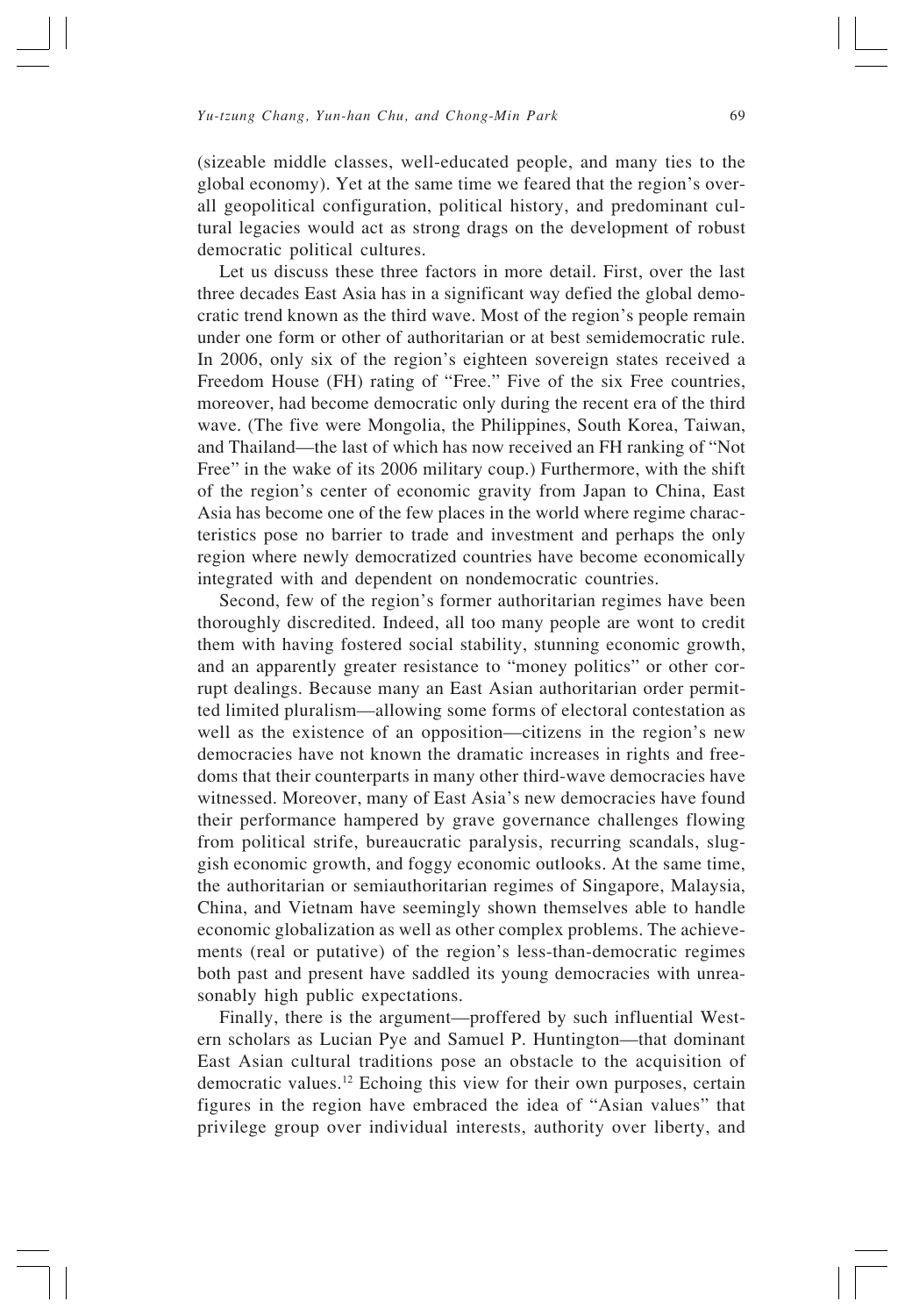(sizeable middle classes, well-educated people, and many ties to the global economy). Yet at the same time we feared that the region's overall geopolitical configuration, political history, and predominant cultural legacies would act as strong drags on the development of robust democratic political cultures.

Let us discuss these three factors in more detail. First, over the last three decades East Asia has in a significant way defied the global democratic trend known as the third wave. Most of the region's people remain under one form or other of authoritarian or at best semidemocratic rule. In 2006, only six of the region's eighteen sovereign states received a Freedom House (FH) rating of "Free." Five of the six Free countries, moreover, had become democratic only during the recent era of the third wave. (The five were Mongolia, the Philippines, South Korea, Taiwan, and Thailand—the last of which has now received an FH ranking of "Not Free" in the wake of its 2006 military coup.) Furthermore, with the shift of the region's center of economic gravity from Japan to China, East Asia has become one of the few places in the world where regime characteristics pose no barrier to trade and investment and perhaps the only region where newly democratized countries have become economically integrated with and dependent on nondemocratic countries.

Second, few of the region's former authoritarian regimes have been thoroughly discredited. Indeed, all too many people are wont to credit them with having fostered social stability, stunning economic growth, and an apparently greater resistance to "money politics" or other corrupt dealings. Because many an East Asian authoritarian order permitted limited pluralism—allowing some forms of electoral contestation as well as the existence of an opposition—citizens in the region's new democracies have not known the dramatic increases in rights and freedoms that their counterparts in many other third-wave democracies have witnessed. Moreover, many of East Asia's new democracies have found their performance hampered by grave governance challenges flowing from political strife, bureaucratic paralysis, recurring scandals, sluggish economic growth, and foggy economic outlooks. At the same time, the authoritarian or semiauthoritarian regimes of Singapore, Malaysia, China, and Vietnam have seemingly shown themselves able to handle economic globalization as well as other complex problems. The achievements (real or putative) of the region's less-than-democratic regimes both past and present have saddled its young democracies with unreasonably high public expectations.

Finally, there is the argument—proffered by such influential Western scholars as Lucian Pye and Samuel P. Huntington—that dominant East Asian cultural traditions pose an obstacle to the acquisition of democratic values.[12] Echoing this view for their own purposes, certain figures in the region have embraced the idea of "Asian values" that privilege group over individual interests, authority over liberty, and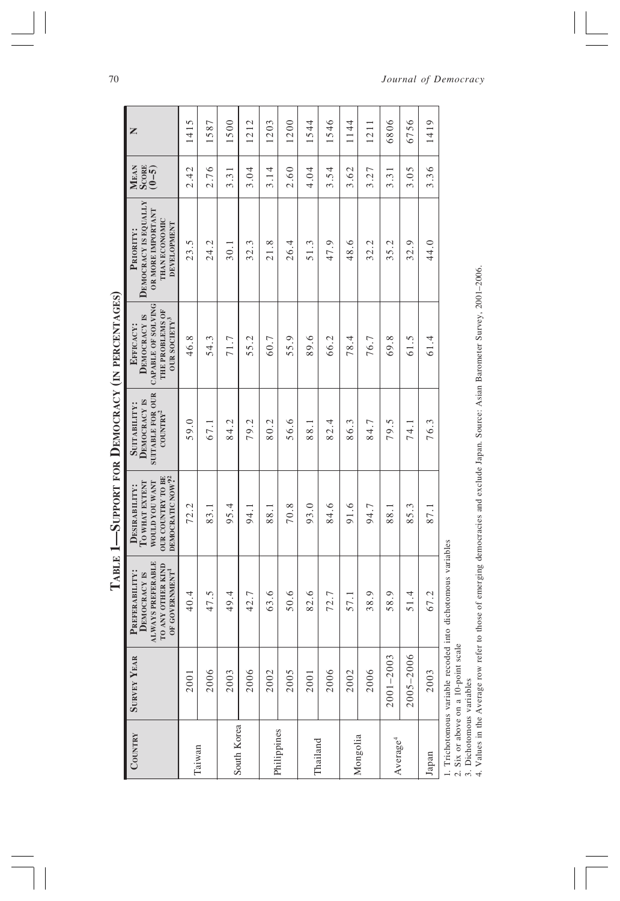## Table 1—Support for Democracy (in percentages)

| Country | Survey Year | Preferability: Democracy is always preferable to any other kind of government[1] | Desirability: To what extent would you want our country to be democratic now?[2] | Suitability: Democracy is suitable for our country[2] | Efficacy: Democracy is capable of solving the problems of our society[3] | Priority: Democracy is equally or more important than economic development | Mean Score (0–5) | N |
|---|---|---|---|---|---|---|---|---|
| Taiwan | 2001 | 40.4 | 72.2 | 59.0 | 46.8 | 23.5 | 2.42 | 1415 |
| | 2006 | 47.5 | 83.1 | 67.1 | 54.3 | 24.2 | 2.76 | 1587 |
| South Korea | 2003 | 49.4 | 95.4 | 84.2 | 71.7 | 30.1 | 3.31 | 1500 |
| | 2006 | 42.7 | 94.1 | 79.2 | 55.2 | 32.3 | 3.04 | 1212 |
| Philippines | 2002 | 63.6 | 88.1 | 80.2 | 60.7 | 21.8 | 3.14 | 1203 |
| | 2005 | 50.6 | 70.8 | 56.6 | 55.9 | 26.4 | 2.60 | 1200 |
| Thailand | 2001 | 82.6 | 93.0 | 88.1 | 89.6 | 51.3 | 4.04 | 1544 |
| | 2006 | 72.7 | 84.6 | 82.4 | 66.2 | 47.9 | 3.54 | 1546 |
| Mongolia | 2002 | 57.1 | 91.6 | 86.3 | 78.4 | 48.6 | 3.62 | 1144 |
| | 2006 | 38.9 | 94.7 | 84.7 | 76.7 | 32.2 | 3.27 | 1211 |
| Average[4] | 2001–2003 | 58.9 | 88.1 | 79.5 | 69.8 | 35.2 | 3.31 | 6806 |
| | 2005–2006 | 51.4 | 85.3 | 74.1 | 61.5 | 32.9 | 3.05 | 6756 |
| Japan | 2003 | 67.2 | 87.1 | 76.3 | 61.4 | 44.0 | 3.36 | 1419 |

1. Trichotomous variable recoded into dichotomous variables
2. Six or above on a 10-point scale
3. Dichotomous variables
4. Values in the Average row refer to those of emerging democracies and exclude Japan. Source: Asian Barometer Survey, 2001–2006.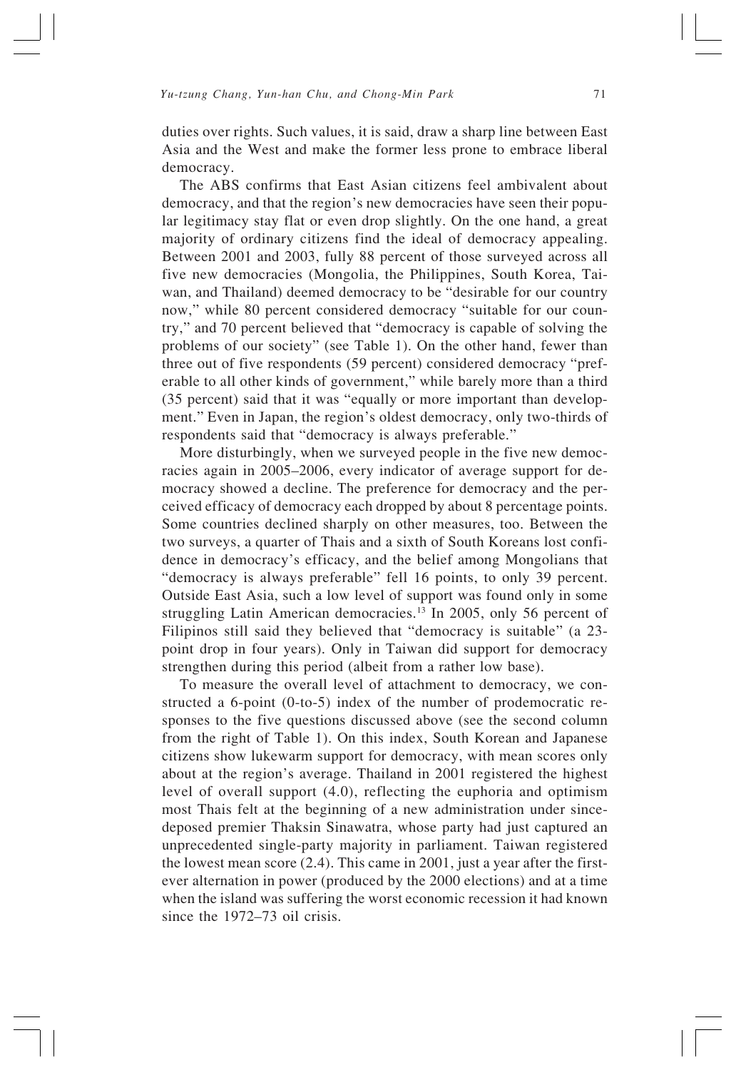duties over rights. Such values, it is said, draw a sharp line between East Asia and the West and make the former less prone to embrace liberal democracy.

The ABS confirms that East Asian citizens feel ambivalent about democracy, and that the region's new democracies have seen their popular legitimacy stay flat or even drop slightly. On the one hand, a great majority of ordinary citizens find the ideal of democracy appealing. Between 2001 and 2003, fully 88 percent of those surveyed across all five new democracies (Mongolia, the Philippines, South Korea, Taiwan, and Thailand) deemed democracy to be "desirable for our country now," while 80 percent considered democracy "suitable for our country," and 70 percent believed that "democracy is capable of solving the problems of our society" (see Table 1). On the other hand, fewer than three out of five respondents (59 percent) considered democracy "preferable to all other kinds of government," while barely more than a third (35 percent) said that it was "equally or more important than development." Even in Japan, the region's oldest democracy, only two-thirds of respondents said that "democracy is always preferable."

More disturbingly, when we surveyed people in the five new democracies again in 2005–2006, every indicator of average support for democracy showed a decline. The preference for democracy and the perceived efficacy of democracy each dropped by about 8 percentage points. Some countries declined sharply on other measures, too. Between the two surveys, a quarter of Thais and a sixth of South Koreans lost confidence in democracy's efficacy, and the belief among Mongolians that "democracy is always preferable" fell 16 points, to only 39 percent. Outside East Asia, such a low level of support was found only in some struggling Latin American democracies.[13] In 2005, only 56 percent of Filipinos still said they believed that "democracy is suitable" (a 23-point drop in four years). Only in Taiwan did support for democracy strengthen during this period (albeit from a rather low base).

To measure the overall level of attachment to democracy, we constructed a 6-point (0-to-5) index of the number of prodemocratic responses to the five questions discussed above (see the second column from the right of Table 1). On this index, South Korean and Japanese citizens show lukewarm support for democracy, with mean scores only about at the region's average. Thailand in 2001 registered the highest level of overall support (4.0), reflecting the euphoria and optimism most Thais felt at the beginning of a new administration under since-deposed premier Thaksin Sinawatra, whose party had just captured an unprecedented single-party majority in parliament. Taiwan registered the lowest mean score (2.4). This came in 2001, just a year after the first-ever alternation in power (produced by the 2000 elections) and at a time when the island was suffering the worst economic recession it had known since the 1972–73 oil crisis.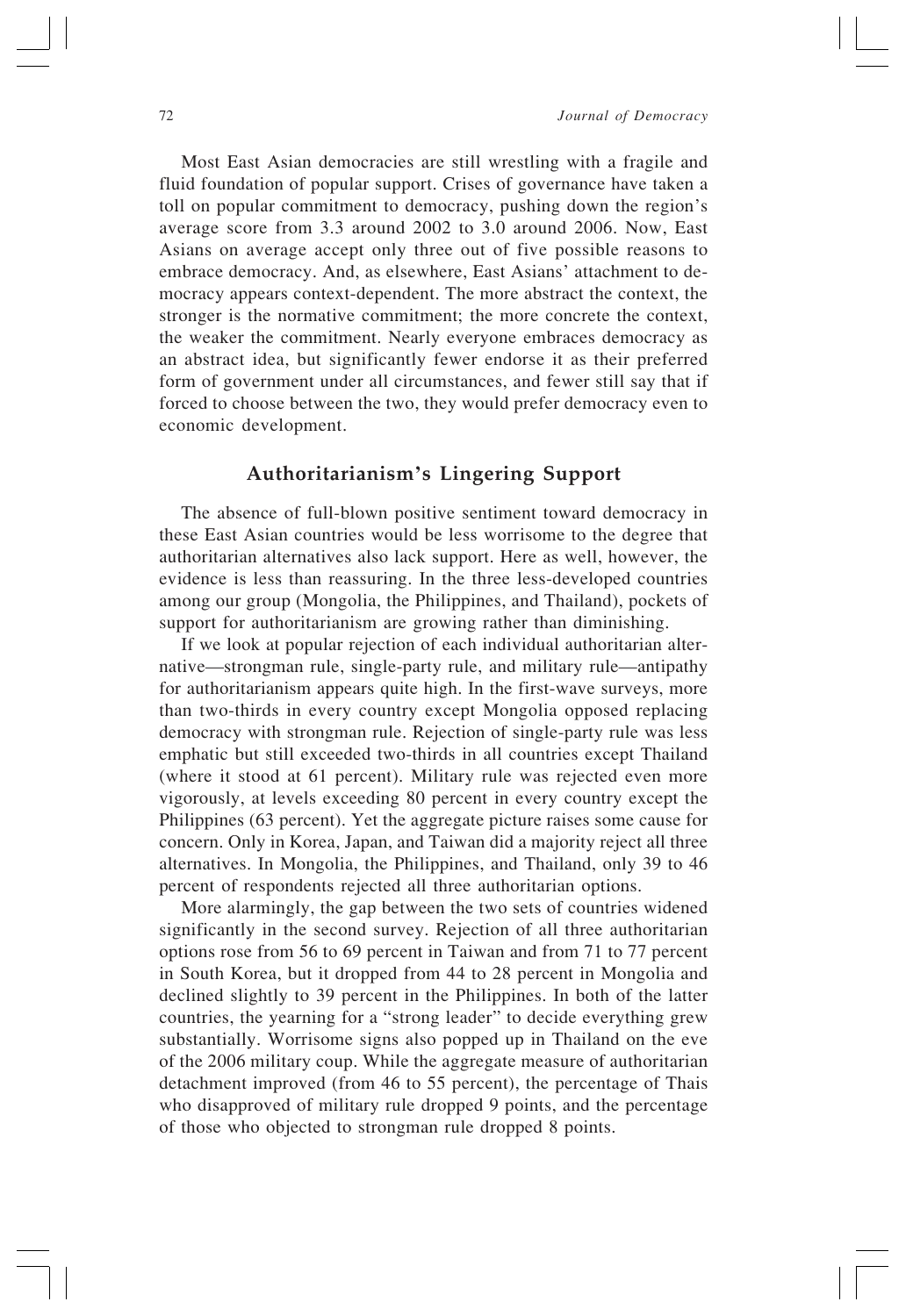Most East Asian democracies are still wrestling with a fragile and fluid foundation of popular support. Crises of governance have taken a toll on popular commitment to democracy, pushing down the region's average score from 3.3 around 2002 to 3.0 around 2006. Now, East Asians on average accept only three out of five possible reasons to embrace democracy. And, as elsewhere, East Asians' attachment to democracy appears context-dependent. The more abstract the context, the stronger is the normative commitment; the more concrete the context, the weaker the commitment. Nearly everyone embraces democracy as an abstract idea, but significantly fewer endorse it as their preferred form of government under all circumstances, and fewer still say that if forced to choose between the two, they would prefer democracy even to economic development.

## Authoritarianism's Lingering Support

The absence of full-blown positive sentiment toward democracy in these East Asian countries would be less worrisome to the degree that authoritarian alternatives also lack support. Here as well, however, the evidence is less than reassuring. In the three less-developed countries among our group (Mongolia, the Philippines, and Thailand), pockets of support for authoritarianism are growing rather than diminishing.

If we look at popular rejection of each individual authoritarian alternative—strongman rule, single-party rule, and military rule—antipathy for authoritarianism appears quite high. In the first-wave surveys, more than two-thirds in every country except Mongolia opposed replacing democracy with strongman rule. Rejection of single-party rule was less emphatic but still exceeded two-thirds in all countries except Thailand (where it stood at 61 percent). Military rule was rejected even more vigorously, at levels exceeding 80 percent in every country except the Philippines (63 percent). Yet the aggregate picture raises some cause for concern. Only in Korea, Japan, and Taiwan did a majority reject all three alternatives. In Mongolia, the Philippines, and Thailand, only 39 to 46 percent of respondents rejected all three authoritarian options.

More alarmingly, the gap between the two sets of countries widened significantly in the second survey. Rejection of all three authoritarian options rose from 56 to 69 percent in Taiwan and from 71 to 77 percent in South Korea, but it dropped from 44 to 28 percent in Mongolia and declined slightly to 39 percent in the Philippines. In both of the latter countries, the yearning for a "strong leader" to decide everything grew substantially. Worrisome signs also popped up in Thailand on the eve of the 2006 military coup. While the aggregate measure of authoritarian detachment improved (from 46 to 55 percent), the percentage of Thais who disapproved of military rule dropped 9 points, and the percentage of those who objected to strongman rule dropped 8 points.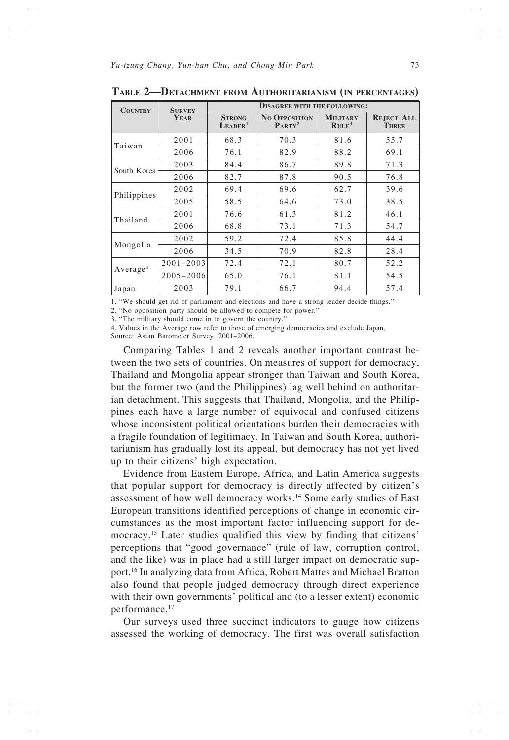**Table 2—Detachment from Authoritarianism (in percentages)**

| Country | Survey Year | Disagree with the following: | | | |
|---|---|---|---|---|---|
| | | Strong Leader[1] | No Opposition Party[2] | Military Rule[3] | Reject All Three |
| Taiwan | 2001 | 68.3 | 70.3 | 81.6 | 55.7 |
| | 2006 | 76.1 | 82.9 | 88.2 | 69.1 |
| South Korea | 2003 | 84.4 | 86.7 | 89.8 | 71.3 |
| | 2006 | 82.7 | 87.8 | 90.5 | 76.8 |
| Philippines | 2002 | 69.4 | 69.6 | 62.7 | 39.6 |
| | 2005 | 58.5 | 64.6 | 73.0 | 38.5 |
| Thailand | 2001 | 76.6 | 61.3 | 81.2 | 46.1 |
| | 2006 | 68.8 | 73.1 | 71.3 | 54.7 |
| Mongolia | 2002 | 59.2 | 72.4 | 85.8 | 44.4 |
| | 2006 | 34.5 | 70.9 | 82.8 | 28.4 |
| Average[4] | 2001–2003 | 72.4 | 72.1 | 80.7 | 52.2 |
| | 2005–2006 | 65.0 | 76.1 | 81.1 | 54.5 |
| Japan | 2003 | 79.1 | 66.7 | 94.4 | 57.4 |

1. "We should get rid of parliament and elections and have a strong leader decide things."
2. "No opposition party should be allowed to compete for power."
3. "The military should come in to govern the country."
4. Values in the Average row refer to those of emerging democracies and exclude Japan.

Source: Asian Barometer Survey, 2001–2006.

Comparing Tables 1 and 2 reveals another important contrast between the two sets of countries. On measures of support for democracy, Thailand and Mongolia appear stronger than Taiwan and South Korea, but the former two (and the Philippines) lag well behind on authoritarian detachment. This suggests that Thailand, Mongolia, and the Philippines each have a large number of equivocal and confused citizens whose inconsistent political orientations burden their democracies with a fragile foundation of legitimacy. In Taiwan and South Korea, authoritarianism has gradually lost its appeal, but democracy has not yet lived up to their citizens' high expectation.

Evidence from Eastern Europe, Africa, and Latin America suggests that popular support for democracy is directly affected by citizen's assessment of how well democracy works.[14] Some early studies of East European transitions identified perceptions of change in economic circumstances as the most important factor influencing support for democracy.[15] Later studies qualified this view by finding that citizens' perceptions that "good governance" (rule of law, corruption control, and the like) was in place had a still larger impact on democratic support.[16] In analyzing data from Africa, Robert Mattes and Michael Bratton also found that people judged democracy through direct experience with their own governments' political and (to a lesser extent) economic performance.[17]

Our surveys used three succinct indicators to gauge how citizens assessed the working of democracy. The first was overall satisfaction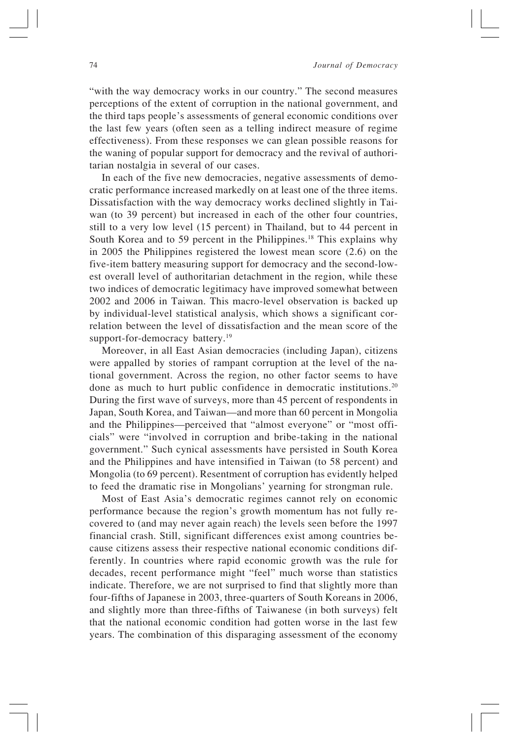"with the way democracy works in our country." The second measures perceptions of the extent of corruption in the national government, and the third taps people's assessments of general economic conditions over the last few years (often seen as a telling indirect measure of regime effectiveness). From these responses we can glean possible reasons for the waning of popular support for democracy and the revival of authoritarian nostalgia in several of our cases.

In each of the five new democracies, negative assessments of democratic performance increased markedly on at least one of the three items. Dissatisfaction with the way democracy works declined slightly in Taiwan (to 39 percent) but increased in each of the other four countries, still to a very low level (15 percent) in Thailand, but to 44 percent in South Korea and to 59 percent in the Philippines.[18] This explains why in 2005 the Philippines registered the lowest mean score (2.6) on the five-item battery measuring support for democracy and the second-lowest overall level of authoritarian detachment in the region, while these two indices of democratic legitimacy have improved somewhat between 2002 and 2006 in Taiwan. This macro-level observation is backed up by individual-level statistical analysis, which shows a significant correlation between the level of dissatisfaction and the mean score of the support-for-democracy battery.[19]

Moreover, in all East Asian democracies (including Japan), citizens were appalled by stories of rampant corruption at the level of the national government. Across the region, no other factor seems to have done as much to hurt public confidence in democratic institutions.[20] During the first wave of surveys, more than 45 percent of respondents in Japan, South Korea, and Taiwan—and more than 60 percent in Mongolia and the Philippines—perceived that "almost everyone" or "most officials" were "involved in corruption and bribe-taking in the national government." Such cynical assessments have persisted in South Korea and the Philippines and have intensified in Taiwan (to 58 percent) and Mongolia (to 69 percent). Resentment of corruption has evidently helped to feed the dramatic rise in Mongolians' yearning for strongman rule.

Most of East Asia's democratic regimes cannot rely on economic performance because the region's growth momentum has not fully recovered to (and may never again reach) the levels seen before the 1997 financial crash. Still, significant differences exist among countries because citizens assess their respective national economic conditions differently. In countries where rapid economic growth was the rule for decades, recent performance might "feel" much worse than statistics indicate. Therefore, we are not surprised to find that slightly more than four-fifths of Japanese in 2003, three-quarters of South Koreans in 2006, and slightly more than three-fifths of Taiwanese (in both surveys) felt that the national economic condition had gotten worse in the last few years. The combination of this disparaging assessment of the economy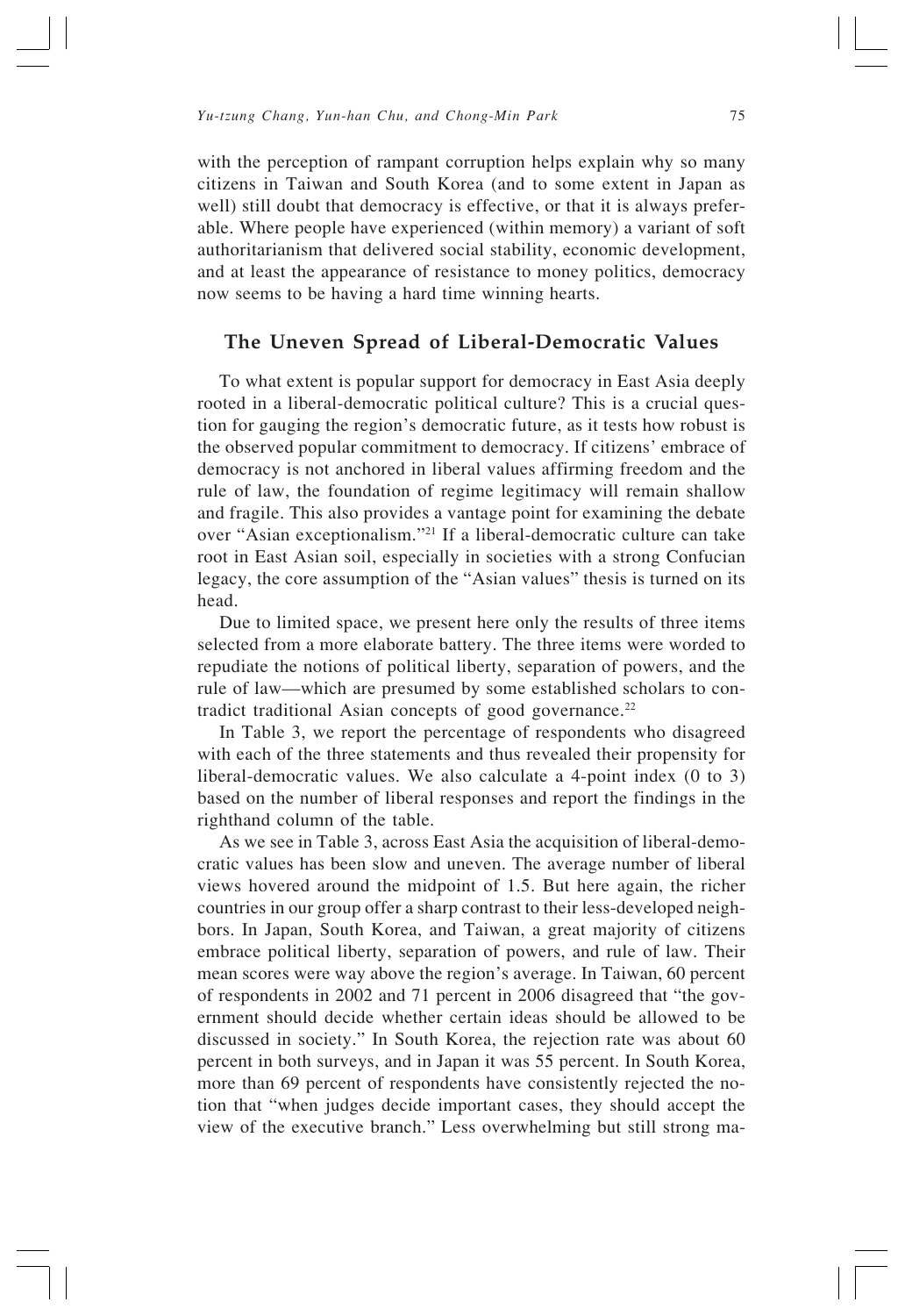with the perception of rampant corruption helps explain why so many citizens in Taiwan and South Korea (and to some extent in Japan as well) still doubt that democracy is effective, or that it is always preferable. Where people have experienced (within memory) a variant of soft authoritarianism that delivered social stability, economic development, and at least the appearance of resistance to money politics, democracy now seems to be having a hard time winning hearts.

## The Uneven Spread of Liberal-Democratic Values

To what extent is popular support for democracy in East Asia deeply rooted in a liberal-democratic political culture? This is a crucial question for gauging the region's democratic future, as it tests how robust is the observed popular commitment to democracy. If citizens' embrace of democracy is not anchored in liberal values affirming freedom and the rule of law, the foundation of regime legitimacy will remain shallow and fragile. This also provides a vantage point for examining the debate over "Asian exceptionalism."[21] If a liberal-democratic culture can take root in East Asian soil, especially in societies with a strong Confucian legacy, the core assumption of the "Asian values" thesis is turned on its head.

Due to limited space, we present here only the results of three items selected from a more elaborate battery. The three items were worded to repudiate the notions of political liberty, separation of powers, and the rule of law—which are presumed by some established scholars to contradict traditional Asian concepts of good governance.[22]

In Table 3, we report the percentage of respondents who disagreed with each of the three statements and thus revealed their propensity for liberal-democratic values. We also calculate a 4-point index (0 to 3) based on the number of liberal responses and report the findings in the righthand column of the table.

As we see in Table 3, across East Asia the acquisition of liberal-democratic values has been slow and uneven. The average number of liberal views hovered around the midpoint of 1.5. But here again, the richer countries in our group offer a sharp contrast to their less-developed neighbors. In Japan, South Korea, and Taiwan, a great majority of citizens embrace political liberty, separation of powers, and rule of law. Their mean scores were way above the region's average. In Taiwan, 60 percent of respondents in 2002 and 71 percent in 2006 disagreed that "the government should decide whether certain ideas should be allowed to be discussed in society." In South Korea, the rejection rate was about 60 percent in both surveys, and in Japan it was 55 percent. In South Korea, more than 69 percent of respondents have consistently rejected the notion that "when judges decide important cases, they should accept the view of the executive branch." Less overwhelming but still strong ma-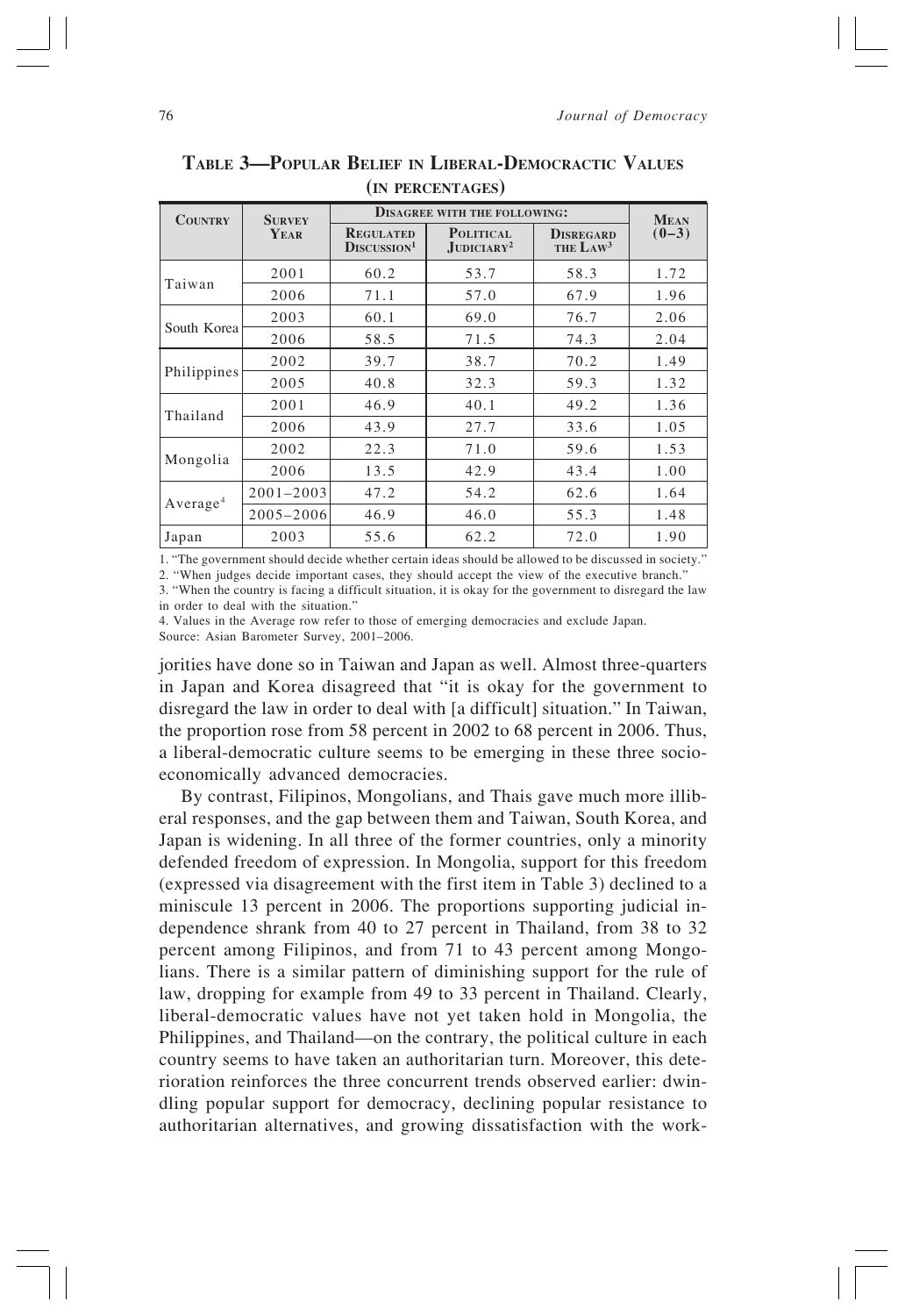**Table 3—Popular Belief in Liberal-Democractic Values (in percentages)**

| Country | Survey Year | Disagree with the following: | | | Mean (0–3) |
|---|---|---|---|---|---|
| | | Regulated Discussion[1] | Political Judiciary[2] | Disregard the Law[3] | |
| Taiwan | 2001 | 60.2 | 53.7 | 58.3 | 1.72 |
| | 2006 | 71.1 | 57.0 | 67.9 | 1.96 |
| South Korea | 2003 | 60.1 | 69.0 | 76.7 | 2.06 |
| | 2006 | 58.5 | 71.5 | 74.3 | 2.04 |
| Philippines | 2002 | 39.7 | 38.7 | 70.2 | 1.49 |
| | 2005 | 40.8 | 32.3 | 59.3 | 1.32 |
| Thailand | 2001 | 46.9 | 40.1 | 49.2 | 1.36 |
| | 2006 | 43.9 | 27.7 | 33.6 | 1.05 |
| Mongolia | 2002 | 22.3 | 71.0 | 59.6 | 1.53 |
| | 2006 | 13.5 | 42.9 | 43.4 | 1.00 |
| Average[4] | 2001–2003 | 47.2 | 54.2 | 62.6 | 1.64 |
| | 2005–2006 | 46.9 | 46.0 | 55.3 | 1.48 |
| Japan | 2003 | 55.6 | 62.2 | 72.0 | 1.90 |

1. "The government should decide whether certain ideas should be allowed to be discussed in society."
2. "When judges decide important cases, they should accept the view of the executive branch."
3. "When the country is facing a difficult situation, it is okay for the government to disregard the law in order to deal with the situation."
4. Values in the Average row refer to those of emerging democracies and exclude Japan.
Source: Asian Barometer Survey, 2001–2006.

jorities have done so in Taiwan and Japan as well. Almost three-quarters in Japan and Korea disagreed that "it is okay for the government to disregard the law in order to deal with [a difficult] situation." In Taiwan, the proportion rose from 58 percent in 2002 to 68 percent in 2006. Thus, a liberal-democratic culture seems to be emerging in these three socioeconomically advanced democracies.

By contrast, Filipinos, Mongolians, and Thais gave much more illiberal responses, and the gap between them and Taiwan, South Korea, and Japan is widening. In all three of the former countries, only a minority defended freedom of expression. In Mongolia, support for this freedom (expressed via disagreement with the first item in Table 3) declined to a miniscule 13 percent in 2006. The proportions supporting judicial independence shrank from 40 to 27 percent in Thailand, from 38 to 32 percent among Filipinos, and from 71 to 43 percent among Mongolians. There is a similar pattern of diminishing support for the rule of law, dropping for example from 49 to 33 percent in Thailand. Clearly, liberal-democratic values have not yet taken hold in Mongolia, the Philippines, and Thailand—on the contrary, the political culture in each country seems to have taken an authoritarian turn. Moreover, this deterioration reinforces the three concurrent trends observed earlier: dwindling popular support for democracy, declining popular resistance to authoritarian alternatives, and growing dissatisfaction with the work-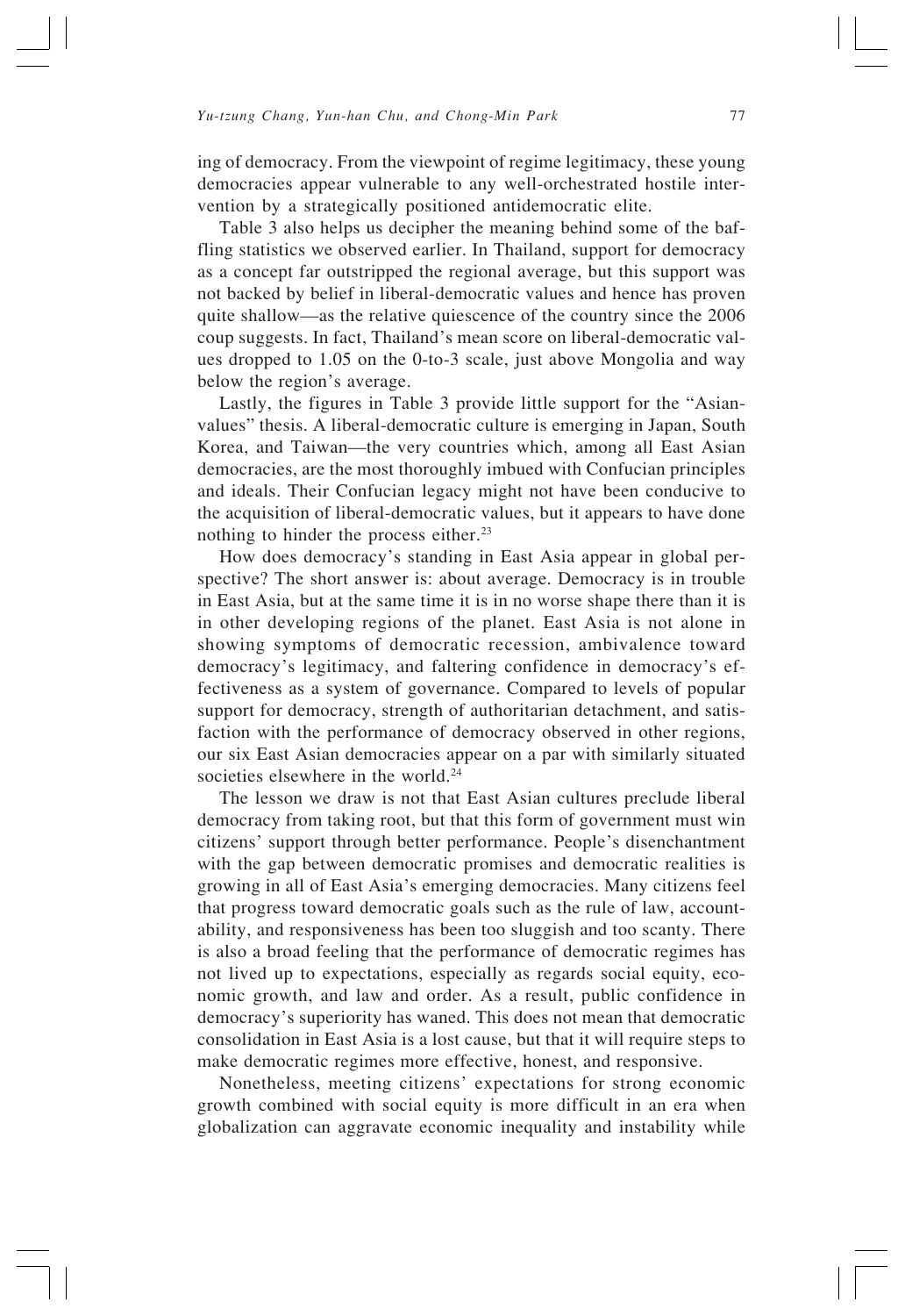ing of democracy. From the viewpoint of regime legitimacy, these young democracies appear vulnerable to any well-orchestrated hostile intervention by a strategically positioned antidemocratic elite.

Table 3 also helps us decipher the meaning behind some of the baffling statistics we observed earlier. In Thailand, support for democracy as a concept far outstripped the regional average, but this support was not backed by belief in liberal-democratic values and hence has proven quite shallow—as the relative quiescence of the country since the 2006 coup suggests. In fact, Thailand's mean score on liberal-democratic values dropped to 1.05 on the 0-to-3 scale, just above Mongolia and way below the region's average.

Lastly, the figures in Table 3 provide little support for the "Asian-values" thesis. A liberal-democratic culture is emerging in Japan, South Korea, and Taiwan—the very countries which, among all East Asian democracies, are the most thoroughly imbued with Confucian principles and ideals. Their Confucian legacy might not have been conducive to the acquisition of liberal-democratic values, but it appears to have done nothing to hinder the process either.[23]

How does democracy's standing in East Asia appear in global perspective? The short answer is: about average. Democracy is in trouble in East Asia, but at the same time it is in no worse shape there than it is in other developing regions of the planet. East Asia is not alone in showing symptoms of democratic recession, ambivalence toward democracy's legitimacy, and faltering confidence in democracy's effectiveness as a system of governance. Compared to levels of popular support for democracy, strength of authoritarian detachment, and satisfaction with the performance of democracy observed in other regions, our six East Asian democracies appear on a par with similarly situated societies elsewhere in the world.[24]

The lesson we draw is not that East Asian cultures preclude liberal democracy from taking root, but that this form of government must win citizens' support through better performance. People's disenchantment with the gap between democratic promises and democratic realities is growing in all of East Asia's emerging democracies. Many citizens feel that progress toward democratic goals such as the rule of law, accountability, and responsiveness has been too sluggish and too scanty. There is also a broad feeling that the performance of democratic regimes has not lived up to expectations, especially as regards social equity, economic growth, and law and order. As a result, public confidence in democracy's superiority has waned. This does not mean that democratic consolidation in East Asia is a lost cause, but that it will require steps to make democratic regimes more effective, honest, and responsive.

Nonetheless, meeting citizens' expectations for strong economic growth combined with social equity is more difficult in an era when globalization can aggravate economic inequality and instability while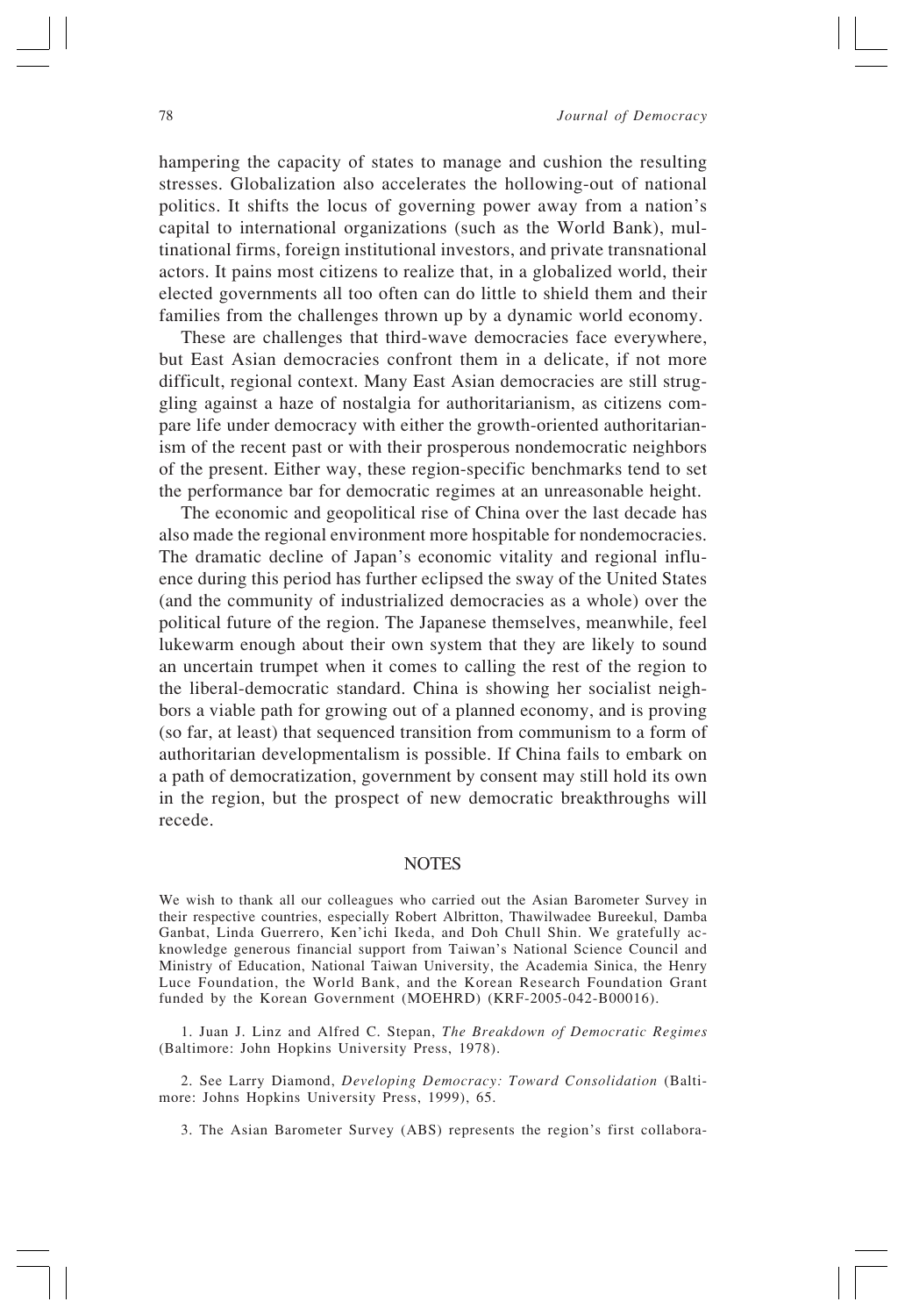hampering the capacity of states to manage and cushion the resulting stresses. Globalization also accelerates the hollowing-out of national politics. It shifts the locus of governing power away from a nation's capital to international organizations (such as the World Bank), multinational firms, foreign institutional investors, and private transnational actors. It pains most citizens to realize that, in a globalized world, their elected governments all too often can do little to shield them and their families from the challenges thrown up by a dynamic world economy.

These are challenges that third-wave democracies face everywhere, but East Asian democracies confront them in a delicate, if not more difficult, regional context. Many East Asian democracies are still struggling against a haze of nostalgia for authoritarianism, as citizens compare life under democracy with either the growth-oriented authoritarianism of the recent past or with their prosperous nondemocratic neighbors of the present. Either way, these region-specific benchmarks tend to set the performance bar for democratic regimes at an unreasonable height.

The economic and geopolitical rise of China over the last decade has also made the regional environment more hospitable for nondemocracies. The dramatic decline of Japan's economic vitality and regional influence during this period has further eclipsed the sway of the United States (and the community of industrialized democracies as a whole) over the political future of the region. The Japanese themselves, meanwhile, feel lukewarm enough about their own system that they are likely to sound an uncertain trumpet when it comes to calling the rest of the region to the liberal-democratic standard. China is showing her socialist neighbors a viable path for growing out of a planned economy, and is proving (so far, at least) that sequenced transition from communism to a form of authoritarian developmentalism is possible. If China fails to embark on a path of democratization, government by consent may still hold its own in the region, but the prospect of new democratic breakthroughs will recede.

## NOTES

We wish to thank all our colleagues who carried out the Asian Barometer Survey in their respective countries, especially Robert Albritton, Thawilwadee Bureekul, Damba Ganbat, Linda Guerrero, Ken'ichi Ikeda, and Doh Chull Shin. We gratefully acknowledge generous financial support from Taiwan's National Science Council and Ministry of Education, National Taiwan University, the Academia Sinica, the Henry Luce Foundation, the World Bank, and the Korean Research Foundation Grant funded by the Korean Government (MOEHRD) (KRF-2005-042-B00016).

1. Juan J. Linz and Alfred C. Stepan, *The Breakdown of Democratic Regimes* (Baltimore: John Hopkins University Press, 1978).

2. See Larry Diamond, *Developing Democracy: Toward Consolidation* (Baltimore: Johns Hopkins University Press, 1999), 65.

3. The Asian Barometer Survey (ABS) represents the region's first collabora-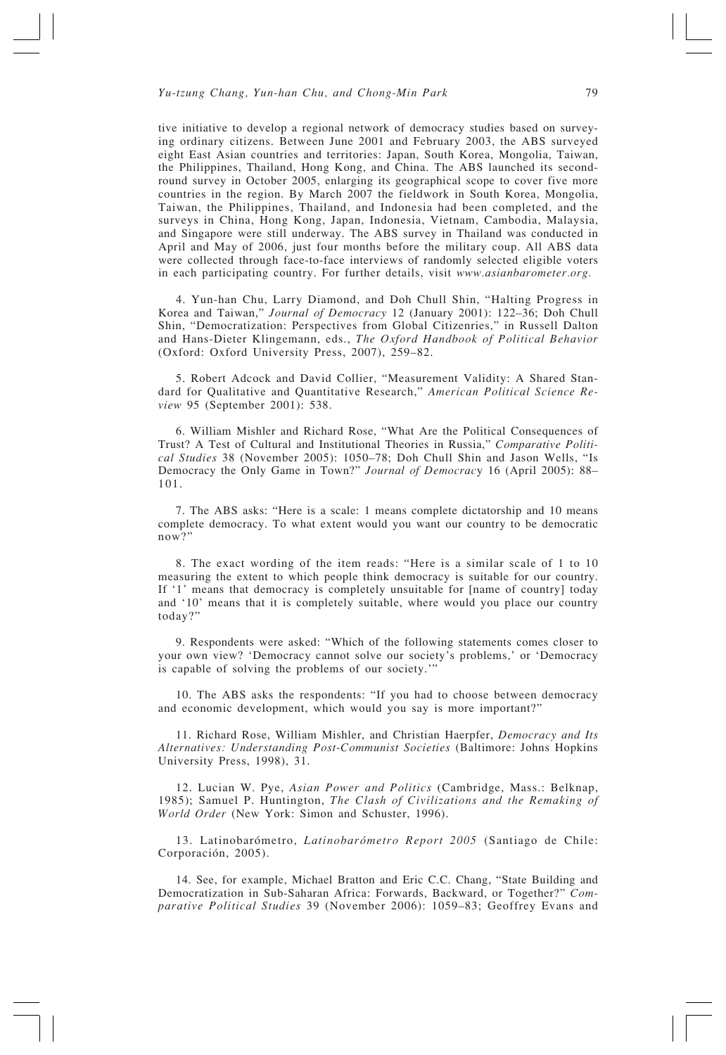tive initiative to develop a regional network of democracy studies based on surveying ordinary citizens. Between June 2001 and February 2003, the ABS surveyed eight East Asian countries and territories: Japan, South Korea, Mongolia, Taiwan, the Philippines, Thailand, Hong Kong, and China. The ABS launched its second-round survey in October 2005, enlarging its geographical scope to cover five more countries in the region. By March 2007 the fieldwork in South Korea, Mongolia, Taiwan, the Philippines, Thailand, and Indonesia had been completed, and the surveys in China, Hong Kong, Japan, Indonesia, Vietnam, Cambodia, Malaysia, and Singapore were still underway. The ABS survey in Thailand was conducted in April and May of 2006, just four months before the military coup. All ABS data were collected through face-to-face interviews of randomly selected eligible voters in each participating country. For further details, visit *www.asianbarometer.org.*

4. Yun-han Chu, Larry Diamond, and Doh Chull Shin, "Halting Progress in Korea and Taiwan," *Journal of Democracy* 12 (January 2001): 122–36; Doh Chull Shin, "Democratization: Perspectives from Global Citizenries," in Russell Dalton and Hans-Dieter Klingemann, eds., *The Oxford Handbook of Political Behavior* (Oxford: Oxford University Press, 2007), 259–82.

5. Robert Adcock and David Collier, "Measurement Validity: A Shared Standard for Qualitative and Quantitative Research," *American Political Science Review* 95 (September 2001): 538.

6. William Mishler and Richard Rose, "What Are the Political Consequences of Trust? A Test of Cultural and Institutional Theories in Russia," *Comparative Political Studies* 38 (November 2005): 1050–78; Doh Chull Shin and Jason Wells, "Is Democracy the Only Game in Town?" *Journal of Democracy* 16 (April 2005): 88–101.

7. The ABS asks: "Here is a scale: 1 means complete dictatorship and 10 means complete democracy. To what extent would you want our country to be democratic now?"

8. The exact wording of the item reads: "Here is a similar scale of 1 to 10 measuring the extent to which people think democracy is suitable for our country. If '1' means that democracy is completely unsuitable for [name of country] today and '10' means that it is completely suitable, where would you place our country today?"

9. Respondents were asked: "Which of the following statements comes closer to your own view? 'Democracy cannot solve our society's problems,' or 'Democracy is capable of solving the problems of our society.'"

10. The ABS asks the respondents: "If you had to choose between democracy and economic development, which would you say is more important?"

11. Richard Rose, William Mishler, and Christian Haerpfer, *Democracy and Its Alternatives: Understanding Post-Communist Societies* (Baltimore: Johns Hopkins University Press, 1998), 31.

12. Lucian W. Pye, *Asian Power and Politics* (Cambridge, Mass.: Belknap, 1985); Samuel P. Huntington, *The Clash of Civilizations and the Remaking of World Order* (New York: Simon and Schuster, 1996).

13. Latinobarómetro, *Latinobarómetro Report 2005* (Santiago de Chile: Corporación, 2005).

14. See, for example, Michael Bratton and Eric C.C. Chang, "State Building and Democratization in Sub-Saharan Africa: Forwards, Backward, or Together?" *Comparative Political Studies* 39 (November 2006): 1059–83; Geoffrey Evans and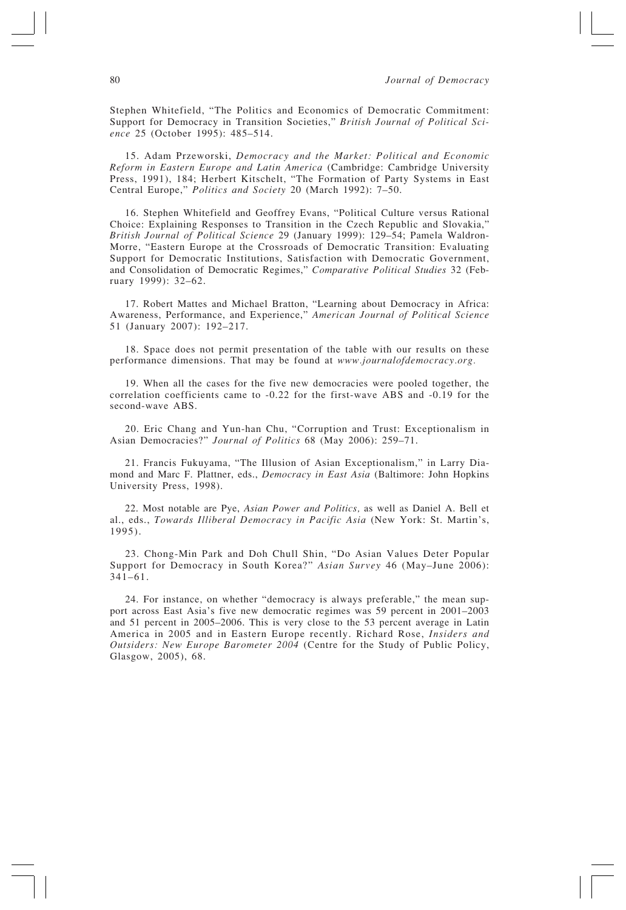Stephen Whitefield, "The Politics and Economics of Democratic Commitment: Support for Democracy in Transition Societies," *British Journal of Political Science* 25 (October 1995): 485–514.

15. Adam Przeworski, *Democracy and the Market: Political and Economic Reform in Eastern Europe and Latin America* (Cambridge: Cambridge University Press, 1991), 184; Herbert Kitschelt, "The Formation of Party Systems in East Central Europe," *Politics and Society* 20 (March 1992): 7–50.

16. Stephen Whitefield and Geoffrey Evans, "Political Culture versus Rational Choice: Explaining Responses to Transition in the Czech Republic and Slovakia," *British Journal of Political Science* 29 (January 1999): 129–54; Pamela Waldron-Morre, "Eastern Europe at the Crossroads of Democratic Transition: Evaluating Support for Democratic Institutions, Satisfaction with Democratic Government, and Consolidation of Democratic Regimes," *Comparative Political Studies* 32 (February 1999): 32–62.

17. Robert Mattes and Michael Bratton, "Learning about Democracy in Africa: Awareness, Performance, and Experience," *American Journal of Political Science* 51 (January 2007): 192–217.

18. Space does not permit presentation of the table with our results on these performance dimensions. That may be found at *www.journalofdemocracy.org.*

19. When all the cases for the five new democracies were pooled together, the correlation coefficients came to -0.22 for the first-wave ABS and -0.19 for the second-wave ABS.

20. Eric Chang and Yun-han Chu, "Corruption and Trust: Exceptionalism in Asian Democracies?" *Journal of Politics* 68 (May 2006): 259–71.

21. Francis Fukuyama, "The Illusion of Asian Exceptionalism," in Larry Diamond and Marc F. Plattner, eds., *Democracy in East Asia* (Baltimore: John Hopkins University Press, 1998).

22. Most notable are Pye, *Asian Power and Politics,* as well as Daniel A. Bell et al., eds., *Towards Illiberal Democracy in Pacific Asia* (New York: St. Martin's, 1995).

23. Chong-Min Park and Doh Chull Shin, "Do Asian Values Deter Popular Support for Democracy in South Korea?" *Asian Survey* 46 (May–June 2006): 341–61.

24. For instance, on whether "democracy is always preferable," the mean support across East Asia's five new democratic regimes was 59 percent in 2001–2003 and 51 percent in 2005–2006. This is very close to the 53 percent average in Latin America in 2005 and in Eastern Europe recently. Richard Rose, *Insiders and Outsiders: New Europe Barometer 2004* (Centre for the Study of Public Policy, Glasgow, 2005), 68.